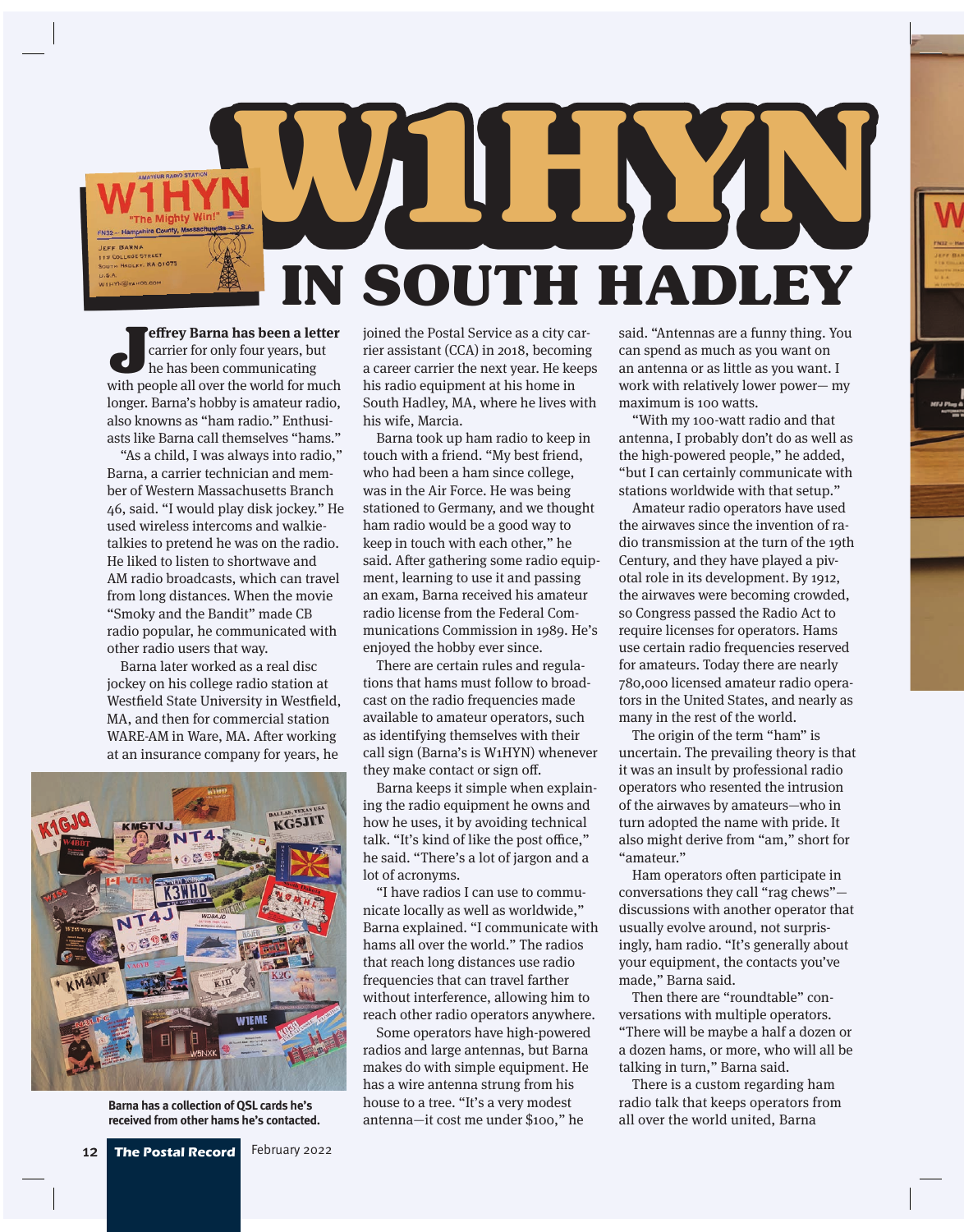# W1HYN IN SOUTH HADLEY

Jeffrey Barna has been a letter carrier for only four years, but he has been communicating with people all over the world for much longer. Barna's hobby is amateur radio, also knowns as "ham radio." Enthusiasts like Barna call themselves "hams."

"As a child, I was always into radio," Barna, a carrier technician and member of Western Massachusetts Branch 46, said. "I would play disk jockey." He used wireless intercoms and walkie-talkies to pretend he was on the radio. He liked to listen to shortwave and AM radio broadcasts, which can travel from long distances. When the movie "Smoky and the Bandit" made CB radio popular, he communicated with other radio users that way.

Barna later worked as a real disc jockey on his college radio station at Westfield State University in Westfield, MA, and then for commercial station WARE-AM in Ware, MA. After working at an insurance company for years, he joined the Postal Service as a city carrier assistant (CCA) in 2018, becoming a career carrier the next year. He keeps his radio equipment at his home in South Hadley, MA, where he lives with his wife, Marcia.

Barna took up ham radio to keep in touch with a friend. "My best friend, who had been a ham since college, was in the Air Force. He was being stationed to Germany, and we thought ham radio would be a good way to keep in touch with each other," he said. After gathering some radio equipment, learning to use it and passing an exam, Barna received his amateur radio license from the Federal Communications Commission in 1989. He's enjoyed the hobby ever since.

There are certain rules and regulations that hams must follow to broadcast on the radio frequencies made available to amateur operators, such as identifying themselves with their call sign (Barna's is W1HYN) whenever they make contact or sign off.

Barna keeps it simple when explaining the radio equipment he owns and how he uses, it by avoiding technical talk. "It's kind of like the post office," he said. "There's a lot of jargon and a lot of acronyms.

"I have radios I can use to communicate locally as well as worldwide," Barna explained. "I communicate with hams all over the world." The radios that reach long distances use radio frequencies that can travel farther without interference, allowing him to reach other radio operators anywhere.

Some operators have high-powered radios and large antennas, but Barna makes do with simple equipment. He has a wire antenna strung from his house to a tree. "It's a very modest antenna—it cost me under $100," he said. "Antennas are a funny thing. You can spend as much as you want on an antenna or as little as you want. I work with relatively lower power— my maximum is 100 watts.

"With my 100-watt radio and that antenna, I probably don't do as well as the high-powered people," he added, "but I can certainly communicate with stations worldwide with that setup."

Amateur radio operators have used the airwaves since the invention of radio transmission at the turn of the 19th Century, and they have played a pivotal role in its development. By 1912, the airwaves were becoming crowded, so Congress passed the Radio Act to require licenses for operators. Hams use certain radio frequencies reserved for amateurs. Today there are nearly 780,000 licensed amateur radio operators in the United States, and nearly as many in the rest of the world.

The origin of the term "ham" is uncertain. The prevailing theory is that it was an insult by professional radio operators who resented the intrusion of the airwaves by amateurs—who in turn adopted the name with pride. It also might derive from "am," short for "amateur."

Ham operators often participate in conversations they call "rag chews"—discussions with another operator that usually evolve around, not surprisingly, ham radio. "It's generally about your equipment, the contacts you've made," Barna said.

Then there are "roundtable" conversations with multiple operators. "There will be maybe a half a dozen or a dozen hams, or more, who will all be talking in turn," Barna said.

There is a custom regarding ham radio talk that keeps operators from all over the world united, Barna

Barna has a collection of QSL cards he's received from other hams he's contacted.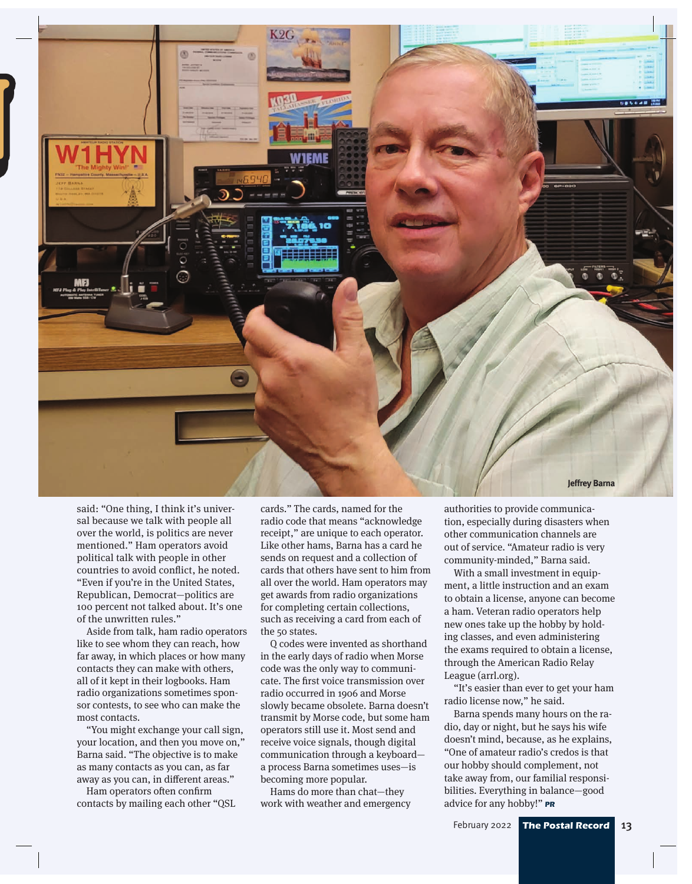Jeffrey Barna

said: "One thing, I think it's universal because we talk with people all over the world, is politics are never mentioned." Ham operators avoid political talk with people in other countries to avoid conflict, he noted. "Even if you're in the United States, Republican, Democrat—politics are 100 percent not talked about. It's one of the unwritten rules."

Aside from talk, ham radio operators like to see whom they can reach, how far away, in which places or how many contacts they can make with others, all of it kept in their logbooks. Ham radio organizations sometimes sponsor contests, to see who can make the most contacts.

"You might exchange your call sign, your location, and then you move on," Barna said. "The objective is to make as many contacts as you can, as far away as you can, in different areas."

Ham operators often confirm contacts by mailing each other "QSL cards." The cards, named for the radio code that means "acknowledge receipt," are unique to each operator. Like other hams, Barna has a card he sends on request and a collection of cards that others have sent to him from all over the world. Ham operators may get awards from radio organizations for completing certain collections, such as receiving a card from each of the 50 states.

Q codes were invented as shorthand in the early days of radio when Morse code was the only way to communicate. The first voice transmission over radio occurred in 1906 and Morse slowly became obsolete. Barna doesn't transmit by Morse code, but some ham operators still use it. Most send and receive voice signals, though digital communication through a keyboard—a process Barna sometimes uses—is becoming more popular.

Hams do more than chat—they work with weather and emergency authorities to provide communication, especially during disasters when other communication channels are out of service. "Amateur radio is very community-minded," Barna said.

With a small investment in equipment, a little instruction and an exam to obtain a license, anyone can become a ham. Veteran radio operators help new ones take up the hobby by holding classes, and even administering the exams required to obtain a license, through the American Radio Relay League (arrl.org).

"It's easier than ever to get your ham radio license now," he said.

Barna spends many hours on the radio, day or night, but he says his wife doesn't mind, because, as he explains, "One of amateur radio's credos is that our hobby should complement, not take away from, our familial responsibilities. Everything in balance—good advice for any hobby!" ***PR***